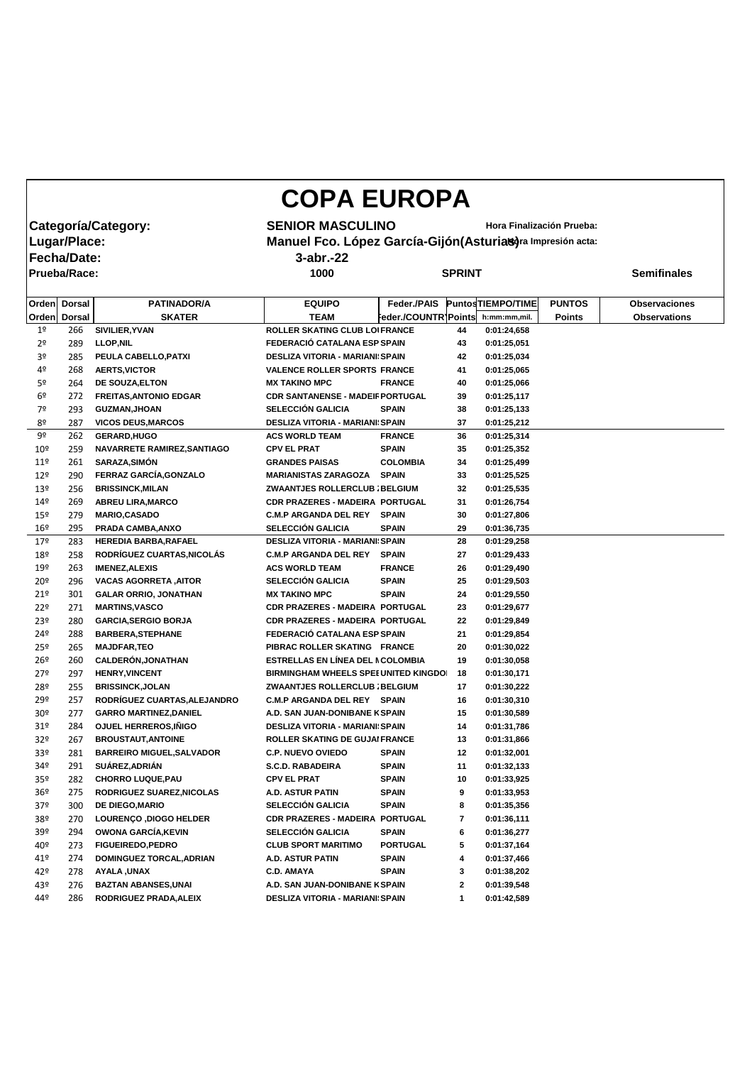# COPA EUROPA

**Categoría/Category:** SENIOR MASCULINO

**Lugar/Place:** Manuel Fco. López García-Gijón(Asturias)

**Fecha/Date:** 3-abr.-22

**Prueba/Race:** 1000 SPRINT **Semifinales**

Hora Finalización Prueba:

Hora Impresión acta:

| Orden | Dorsal | PATINADOR/A | EQUIPO | Feder./PAIS | Puntos | TIEMPO/TIME | PUNTOS | Observaciones |
|---|---|---|---|---|---|---|---|---|
| Orden | Dorsal | SKATER | TEAM | Feder./COUNTRY | Points | h:mm:mm,mil. | Points | Observations |
| 1º | 266 | SIVILIER,YVAN | ROLLER SKATING CLUB LO | FRANCE | 44 | 0:01:24,658 | | |
| 2º | 289 | LLOP,NIL | FEDERACIÓ CATALANA ESP | SPAIN | 43 | 0:01:25,051 | | |
| 3º | 285 | PEULA CABELLO,PATXI | DESLIZA VITORIA - MARIANI | SPAIN | 42 | 0:01:25,034 | | |
| 4º | 268 | AERTS,VICTOR | VALENCE ROLLER SPORTS | FRANCE | 41 | 0:01:25,065 | | |
| 5º | 264 | DE SOUZA,ELTON | MX TAKINO MPC | FRANCE | 40 | 0:01:25,066 | | |
| 6º | 272 | FREITAS,ANTONIO EDGAR | CDR SANTANENSE - MADEIF | PORTUGAL | 39 | 0:01:25,117 | | |
| 7º | 293 | GUZMAN,JHOAN | SELECCIÓN GALICIA | SPAIN | 38 | 0:01:25,133 | | |
| 8º | 287 | VICOS DEUS,MARCOS | DESLIZA VITORIA - MARIANI | SPAIN | 37 | 0:01:25,212 | | |
| 9º | 262 | GERARD,HUGO | ACS WORLD TEAM | FRANCE | 36 | 0:01:25,314 | | |
| 10º | 259 | NAVARRETE RAMIREZ,SANTIAGO | CPV EL PRAT | SPAIN | 35 | 0:01:25,352 | | |
| 11º | 261 | SARAZA,SIMÓN | GRANDES PAISAS | COLOMBIA | 34 | 0:01:25,499 | | |
| 12º | 290 | FERRAZ GARCÍA,GONZALO | MARIANISTAS ZARAGOZA | SPAIN | 33 | 0:01:25,525 | | |
| 13º | 256 | BRISSINCK,MILAN | ZWAANTJES ROLLERCLUB | BELGIUM | 32 | 0:01:25,535 | | |
| 14º | 269 | ABREU LIRA,MARCO | CDR PRAZERES - MADEIRA | PORTUGAL | 31 | 0:01:26,754 | | |
| 15º | 279 | MARIO,CASADO | C.M.P ARGANDA DEL REY | SPAIN | 30 | 0:01:27,806 | | |
| 16º | 295 | PRADA CAMBA,ANXO | SELECCIÓN GALICIA | SPAIN | 29 | 0:01:36,735 | | |
| 17º | 283 | HEREDIA BARBA,RAFAEL | DESLIZA VITORIA - MARIANI | SPAIN | 28 | 0:01:29,258 | | |
| 18º | 258 | RODRÍGUEZ CUARTAS,NICOLÁS | C.M.P ARGANDA DEL REY | SPAIN | 27 | 0:01:29,433 | | |
| 19º | 263 | IMENEZ,ALEXIS | ACS WORLD TEAM | FRANCE | 26 | 0:01:29,490 | | |
| 20º | 296 | VACAS AGORRETA ,AITOR | SELECCIÓN GALICIA | SPAIN | 25 | 0:01:29,503 | | |
| 21º | 301 | GALAR ORRIO, JONATHAN | MX TAKINO MPC | SPAIN | 24 | 0:01:29,550 | | |
| 22º | 271 | MARTINS,VASCO | CDR PRAZERES - MADEIRA | PORTUGAL | 23 | 0:01:29,677 | | |
| 23º | 280 | GARCIA,SERGIO BORJA | CDR PRAZERES - MADEIRA | PORTUGAL | 22 | 0:01:29,849 | | |
| 24º | 288 | BARBERA,STEPHANE | FEDERACIÓ CATALANA ESP | SPAIN | 21 | 0:01:29,854 | | |
| 25º | 265 | MAJDFAR,TEO | PIBRAC ROLLER SKATING | FRANCE | 20 | 0:01:30,022 | | |
| 26º | 260 | CALDERÓN,JONATHAN | ESTRELLAS EN LÍNEA DEL N | COLOMBIA | 19 | 0:01:30,058 | | |
| 27º | 297 | HENRY,VINCENT | BIRMINGHAM WHEELS SPEE | UNITED KINGDO | 18 | 0:01:30,171 | | |
| 28º | 255 | BRISSINCK,JOLAN | ZWAANTJES ROLLERCLUB | BELGIUM | 17 | 0:01:30,222 | | |
| 29º | 257 | RODRÍGUEZ CUARTAS,ALEJANDRO | C.M.P ARGANDA DEL REY | SPAIN | 16 | 0:01:30,310 | | |
| 30º | 277 | GARRO MARTINEZ,DANIEL | A.D. SAN JUAN-DONIBANE K | SPAIN | 15 | 0:01:30,589 | | |
| 31º | 284 | OJUEL HERREROS,IÑIGO | DESLIZA VITORIA - MARIANI | SPAIN | 14 | 0:01:31,786 | | |
| 32º | 267 | BROUSTAUT,ANTOINE | ROLLER SKATING DE GUJAI | FRANCE | 13 | 0:01:31,866 | | |
| 33º | 281 | BARREIRO MIGUEL,SALVADOR | C.P. NUEVO OVIEDO | SPAIN | 12 | 0:01:32,001 | | |
| 34º | 291 | SUÁREZ,ADRIÁN | S.C.D. RABADEIRA | SPAIN | 11 | 0:01:32,133 | | |
| 35º | 282 | CHORRO LUQUE,PAU | CPV EL PRAT | SPAIN | 10 | 0:01:33,925 | | |
| 36º | 275 | RODRIGUEZ SUAREZ,NICOLAS | A.D. ASTUR PATIN | SPAIN | 9 | 0:01:33,953 | | |
| 37º | 300 | DE DIEGO,MARIO | SELECCIÓN GALICIA | SPAIN | 8 | 0:01:35,356 | | |
| 38º | 270 | LOURENÇO ,DIOGO HELDER | CDR PRAZERES - MADEIRA | PORTUGAL | 7 | 0:01:36,111 | | |
| 39º | 294 | OWONA GARCÍA,KEVIN | SELECCIÓN GALICIA | SPAIN | 6 | 0:01:36,277 | | |
| 40º | 273 | FIGUEIREDO,PEDRO | CLUB SPORT MARITIMO | PORTUGAL | 5 | 0:01:37,164 | | |
| 41º | 274 | DOMINGUEZ TORCAL,ADRIAN | A.D. ASTUR PATIN | SPAIN | 4 | 0:01:37,466 | | |
| 42º | 278 | AYALA ,UNAX | C.D. AMAYA | SPAIN | 3 | 0:01:38,202 | | |
| 43º | 276 | BAZTAN ABANSES,UNAI | A.D. SAN JUAN-DONIBANE K | SPAIN | 2 | 0:01:39,548 | | |
| 44º | 286 | RODRIGUEZ PRADA,ALEIX | DESLIZA VITORIA - MARIANI | SPAIN | 1 | 0:01:42,589 | | |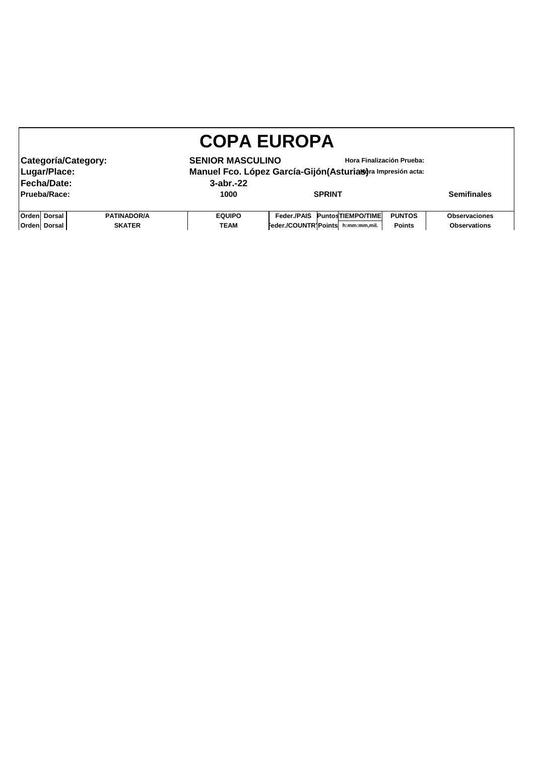# COPA EUROPA

**Categoría/Category:** SENIOR MASCULINO

**Hora Finalización Prueba:**

**Lugar/Place:** Manuel Fco. López García-Gijón(Asturias)

**Hora Impresión acta:**

**Fecha/Date:** 3-abr.-22

**Prueba/Race:** 1000 SPRINT Semifinales

| Orden | Dorsal | PATINADOR/A | EQUIPO | Feder./PAIS | Puntos | TIEMPO/TIME | PUNTOS | Observaciones |
|---|---|---|---|---|---|---|---|---|
| Orden | Dorsal | SKATER | TEAM | Feder./COUNTRY | Points | h:mm:mm,mil. | Points | Observations |